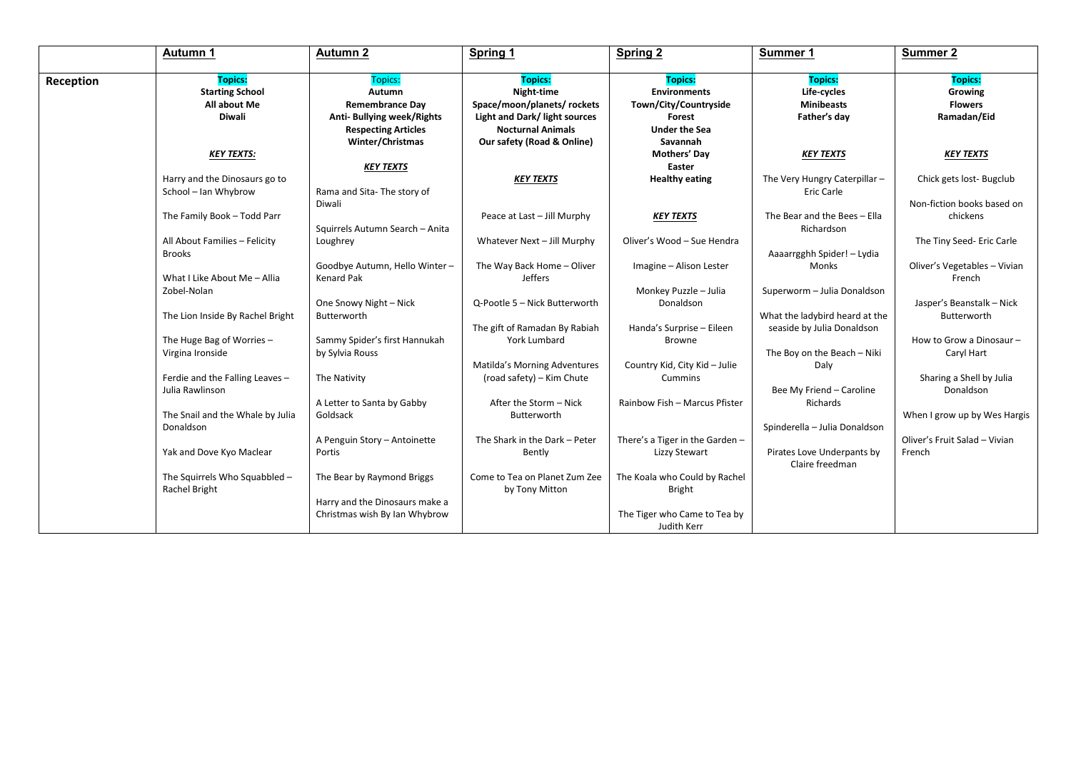| | Autumn 1 | Autumn 2 | Spring 1 | Spring 2 | Summer 1 | Summer 2 |
|---|---|---|---|---|---|---|
| **Reception** | **Topics:**<br>**Starting School**<br>**All about Me**<br>**Diwali**<br><br>***KEY TEXTS:***<br><br>Harry and the Dinosaurs go to School – Ian Whybrow<br><br>The Family Book – Todd Parr<br><br>All About Families – Felicity Brooks<br><br>What I Like About Me – Allia Zobel-Nolan<br><br>The Lion Inside By Rachel Bright<br><br>The Huge Bag of Worries – Virgina Ironside<br><br>Ferdie and the Falling Leaves – Julia Rawlinson<br><br>The Snail and the Whale by Julia Donaldson<br><br>Yak and Dove Kyo Maclear<br><br>The Squirrels Who Squabbled – Rachel Bright | Topics:<br>**Autumn**<br>**Remembrance Day**<br>**Anti- Bullying week/Rights Respecting Articles**<br>**Winter/Christmas**<br><br>***KEY TEXTS***<br><br>Rama and Sita- The story of Diwali<br><br>Squirrels Autumn Search – Anita Loughrey<br><br>Goodbye Autumn, Hello Winter – Kenard Pak<br><br>One Snowy Night – Nick Butterworth<br><br>Sammy Spider's first Hannukah by Sylvia Rouss<br><br>The Nativity<br><br>A Letter to Santa by Gabby Goldsack<br><br>A Penguin Story – Antoinette Portis<br><br>The Bear by Raymond Briggs<br><br>Harry and the Dinosaurs make a Christmas wish By Ian Whybrow | **Topics:**<br>**Night-time**<br>**Space/moon/planets/ rockets**<br>**Light and Dark/ light sources**<br>**Nocturnal Animals**<br>**Our safety (Road & Online)**<br><br>***KEY TEXTS***<br><br>Peace at Last – Jill Murphy<br><br>Whatever Next – Jill Murphy<br><br>The Way Back Home – Oliver Jeffers<br><br>Q-Pootle 5 – Nick Butterworth<br><br>The gift of Ramadan By Rabiah York Lumbard<br><br>Matilda's Morning Adventures (road safety) – Kim Chute<br><br>After the Storm – Nick Butterworth<br><br>The Shark in the Dark – Peter Bently<br><br>Come to Tea on Planet Zum Zee by Tony Mitton | **Topics:**<br>**Environments**<br>**Town/City/Countryside**<br>**Forest**<br>**Under the Sea**<br>**Savannah**<br>**Mothers' Day**<br>**Easter**<br>**Healthy eating**<br><br>***KEY TEXTS***<br><br>Oliver's Wood – Sue Hendra<br><br>Imagine – Alison Lester<br><br>Monkey Puzzle – Julia Donaldson<br><br>Handa's Surprise – Eileen Browne<br><br>Country Kid, City Kid – Julie Cummins<br><br>Rainbow Fish – Marcus Pfister<br><br>There's a Tiger in the Garden – Lizzy Stewart<br><br>The Koala who Could by Rachel Bright<br><br>The Tiger who Came to Tea by Judith Kerr | **Topics:**<br>**Life-cycles**<br>**Minibeasts**<br>**Father's day**<br><br>***KEY TEXTS***<br><br>The Very Hungry Caterpillar – Eric Carle<br><br>The Bear and the Bees – Ella Richardson<br><br>Aaaarrgghh Spider! – Lydia Monks<br><br>Superworm – Julia Donaldson<br><br>What the ladybird heard at the seaside by Julia Donaldson<br><br>The Boy on the Beach – Niki Daly<br><br>Bee My Friend – Caroline Richards<br><br>Spinderella – Julia Donaldson<br><br>Pirates Love Underpants by Claire freedman | **Topics:**<br>**Growing**<br>**Flowers**<br>**Ramadan/Eid**<br><br>***KEY TEXTS***<br><br>Chick gets lost- Bugclub<br><br>Non-fiction books based on chickens<br><br>The Tiny Seed- Eric Carle<br><br>Oliver's Vegetables – Vivian French<br><br>Jasper's Beanstalk – Nick Butterworth<br><br>How to Grow a Dinosaur – Caryl Hart<br><br>Sharing a Shell by Julia Donaldson<br><br>When I grow up by Wes Hargis<br><br>Oliver's Fruit Salad – Vivian French |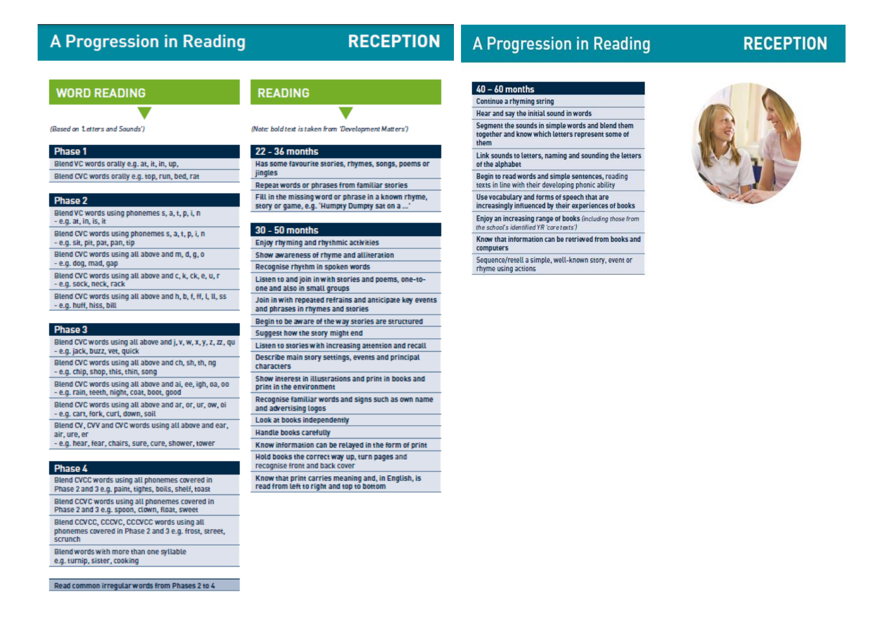# A Progression in Reading — RECEPTION

## WORD READING

*(Based on 'Letters and Sounds')*

### Phase 1

- Blend VC words orally e.g. at, it, in, up,
- Blend CVC words orally e.g. top, run, bed, rat

### Phase 2

- Blend VC words using phonemes s, a, t, p, i, n – e.g. at, in, is, it
- Blend CVC words using phonemes s, a, t, p, i, n – e.g. sit, pit, pat, pan, tip
- Blend CVC words using all above and m, d, g, o – e.g. dog, mad, gap
- Blend CVC words using all above and c, k, ck, e, u, r – e.g. sock, neck, rack
- Blend CVC words using all above and h, b, f, ff, l, ll, ss – e.g. huff, hiss, bill

### Phase 3

- Blend CVC words using all above and j, v, w, x, y, z, zz, qu – e.g. jack, buzz, vet, quick
- Blend CVC words using all above and ch, sh, th, ng – e.g. chip, shop, this, thin, song
- Blend CVC words using all above and ai, ee, igh, oa, oo – e.g. rain, teeth, night, coat, boot, good
- Blend CVC words using all above and ar, or, ur, ow, oi – e.g. cart, fork, curl, down, soil
- Blend CV, CVV and CVC words using all above and ear, air, ure, er – e.g. hear, fear, chairs, sure, cure, shower, tower

### Phase 4

- Blend CVCC words using all phonemes covered in Phase 2 and 3 e.g. paint, tights, boils, shelf, toast
- Blend CCVC words using all phonemes covered in Phase 2 and 3 e.g. spoon, clown, float, sweet
- Blend CCVCC, CCCVC, CCCVCC words using all phonemes covered in Phase 2 and 3 e.g. frost, street, scrunch
- Blend words with more than one syllable e.g. turnip, sister, cooking

- Read common irregular words from Phases 2 to 4

## READING

*(Note: bold text is taken from 'Development Matters')*

### 22 - 36 months

- Has some favourite stories, rhymes, songs, poems or jingles
- Repeat words or phrases from familiar stories
- Fill in the missing word or phrase in a known rhyme, story or game, e.g. 'Humpty Dumpty sat on a ...'

### 30 - 50 months

- Enjoy rhyming and rhythmic activities
- Show awareness of rhyme and alliteration
- Recognise rhythm in spoken words
- Listen to and join in with stories and poems, one-to-one and also in small groups
- Join in with repeated refrains and anticipate key events and phrases in rhymes and stories
- Begin to be aware of the way stories are structured
- Suggest how the story might end
- Listen to stories with increasing attention and recall
- Describe main story settings, events and principal characters
- Show interest in illustrations and print in books and print in the environment
- Recognise familiar words and signs such as own name and advertising logos
- Look at books independently
- Handle books carefully
- Know information can be relayed in the form of print
- Hold books the correct way up, turn pages and recognise front and back cover
- Know that print carries meaning and, in English, is read from left to right and top to bottom

### 40 – 60 months

- Continue a rhyming string
- Hear and say the initial sound in words
- Segment the sounds in simple words and blend them together and know which letters represent some of them
- Link sounds to letters, naming and sounding the letters of the alphabet
- Begin to read words and simple sentences, reading texts in line with their developing phonic ability
- Use vocabulary and forms of speech that are increasingly influenced by their experiences of books
- Enjoy an increasing range of books *(including those from the school's identified YR 'core texts')*
- Know that information can be retrieved from books and computers
- Sequence/retell a simple, well-known story, event or rhyme using actions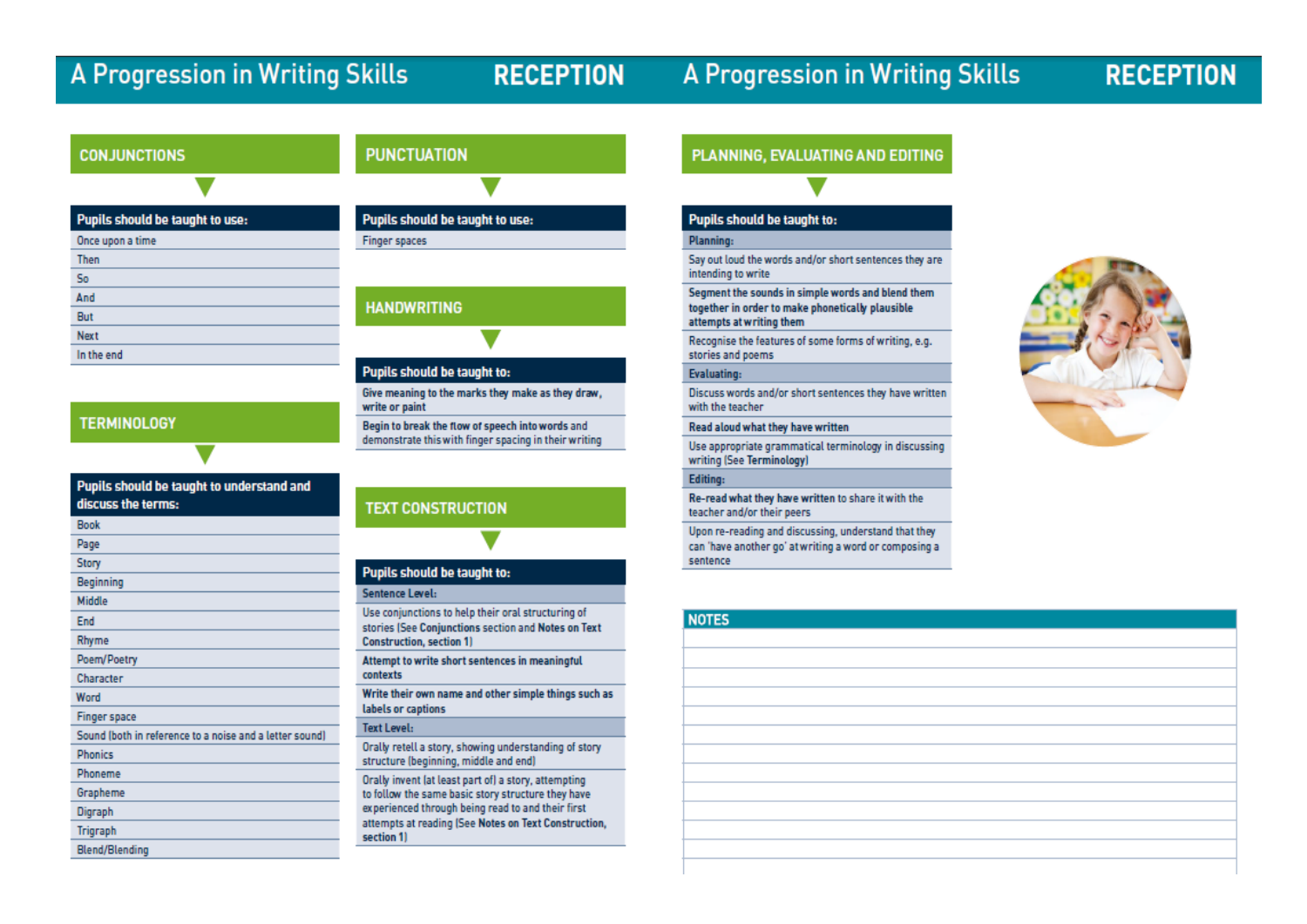# A Progression in Writing Skills — RECEPTION

## CONJUNCTIONS

| Pupils should be taught to use: |
|---|
| Once upon a time |
| Then |
| So |
| And |
| But |
| Next |
| In the end |

## TERMINOLOGY

| Pupils should be taught to understand and discuss the terms: |
|---|
| Book |
| Page |
| Story |
| Beginning |
| Middle |
| End |
| Rhyme |
| Poem/Poetry |
| Character |
| Word |
| Finger space |
| Sound (both in reference to a noise and a letter sound) |
| Phonics |
| Phoneme |
| Grapheme |
| Digraph |
| Trigraph |
| Blend/Blending |

## PUNCTUATION

| Pupils should be taught to use: |
|---|
| Finger spaces |

## HANDWRITING

| Pupils should be taught to: |
|---|
| **Give meaning to the marks they make as they draw, write or paint** |
| **Begin to break the flow of speech into words** and demonstrate this with finger spacing in their writing |

## TEXT CONSTRUCTION

| Pupils should be taught to: |
|---|
| **Sentence Level:** |
| Use conjunctions to help their oral structuring of stories (See **Conjunctions** section and **Notes on Text Construction, section 1**) |
| **Attempt to write short sentences in meaningful contexts** |
| **Write their own name and other simple things such as labels or captions** |
| **Text Level:** |
| Orally retell a story, showing understanding of story structure (beginning, middle and end) |
| Orally invent (at least part of) a story, attempting to follow the same basic story structure they have experienced through being read to and their first attempts at reading (See **Notes on Text Construction, section 1**) |

## PLANNING, EVALUATING AND EDITING

| Pupils should be taught to: |
|---|
| **Planning:** |
| Say out loud the words and/or short sentences they are intending to write |
| **Segment the sounds in simple words and blend them together in order to make phonetically plausible attempts at writing them** |
| Recognise the features of some forms of writing, e.g. stories and poems |
| **Evaluating:** |
| Discuss words and/or short sentences they have written with the teacher |
| **Read aloud what they have written** |
| Use appropriate grammatical terminology in discussing writing (See **Terminology**) |
| **Editing:** |
| **Re-read what they have written** to share it with the teacher and/or their peers |
| Upon re-reading and discussing, understand that they can 'have another go' at writing a word or composing a sentence |

## NOTES